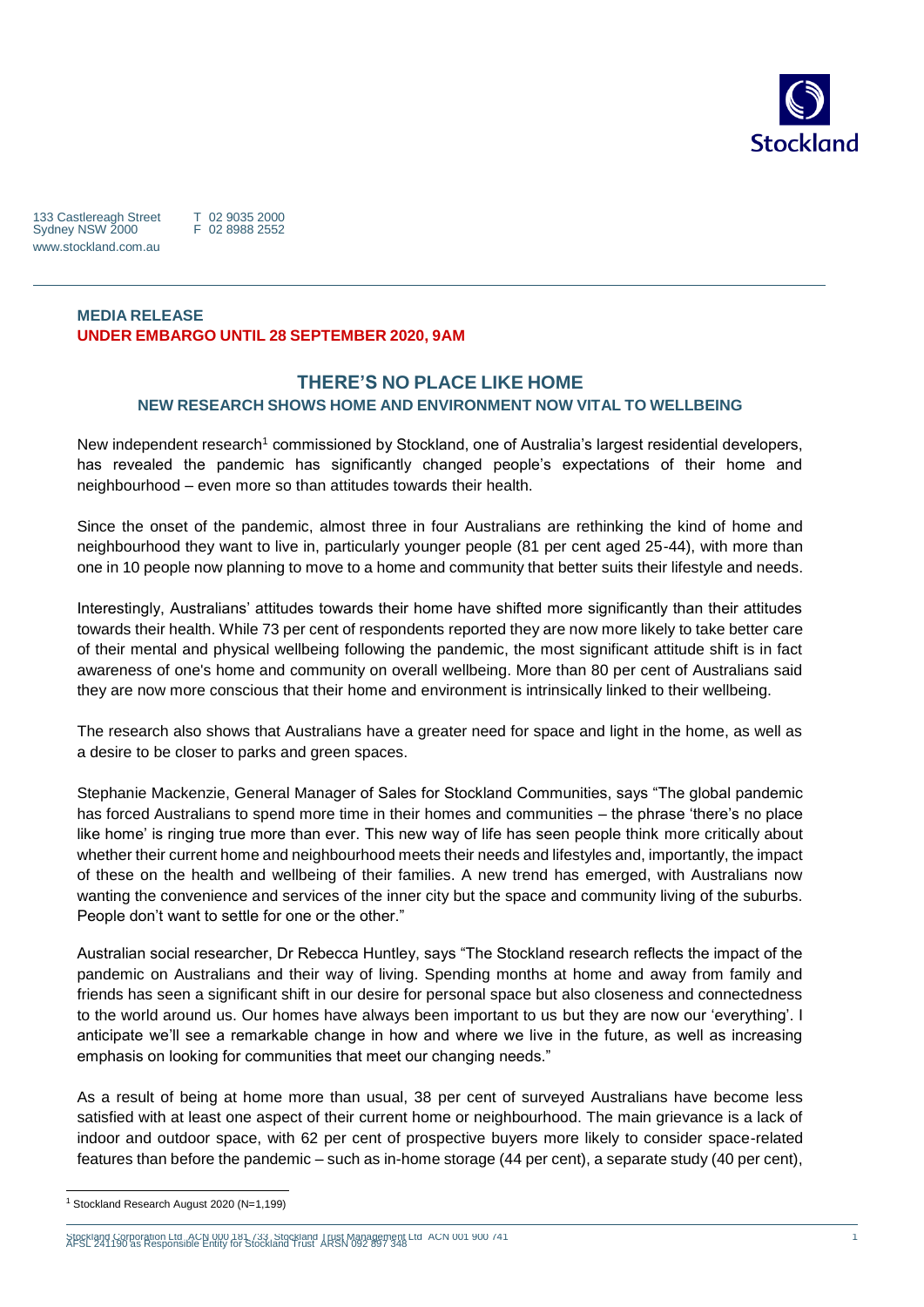Stockland

133 Castlereagh Street
Sydney NSW 2000
www.stockland.com.au

T 02 9035 2000
F 02 8988 2552

**MEDIA RELEASE**
**UNDER EMBARGO UNTIL 28 SEPTEMBER 2020, 9AM**

# THERE'S NO PLACE LIKE HOME

## NEW RESEARCH SHOWS HOME AND ENVIRONMENT NOW VITAL TO WELLBEING

New independent research[1] commissioned by Stockland, one of Australia's largest residential developers, has revealed the pandemic has significantly changed people's expectations of their home and neighbourhood – even more so than attitudes towards their health.

Since the onset of the pandemic, almost three in four Australians are rethinking the kind of home and neighbourhood they want to live in, particularly younger people (81 per cent aged 25-44), with more than one in 10 people now planning to move to a home and community that better suits their lifestyle and needs.

Interestingly, Australians' attitudes towards their home have shifted more significantly than their attitudes towards their health. While 73 per cent of respondents reported they are now more likely to take better care of their mental and physical wellbeing following the pandemic, the most significant attitude shift is in fact awareness of one's home and community on overall wellbeing. More than 80 per cent of Australians said they are now more conscious that their home and environment is intrinsically linked to their wellbeing.

The research also shows that Australians have a greater need for space and light in the home, as well as a desire to be closer to parks and green spaces.

Stephanie Mackenzie, General Manager of Sales for Stockland Communities, says "The global pandemic has forced Australians to spend more time in their homes and communities – the phrase 'there's no place like home' is ringing true more than ever. This new way of life has seen people think more critically about whether their current home and neighbourhood meets their needs and lifestyles and, importantly, the impact of these on the health and wellbeing of their families. A new trend has emerged, with Australians now wanting the convenience and services of the inner city but the space and community living of the suburbs. People don't want to settle for one or the other."

Australian social researcher, Dr Rebecca Huntley, says "The Stockland research reflects the impact of the pandemic on Australians and their way of living. Spending months at home and away from family and friends has seen a significant shift in our desire for personal space but also closeness and connectedness to the world around us. Our homes have always been important to us but they are now our 'everything'. I anticipate we'll see a remarkable change in how and where we live in the future, as well as increasing emphasis on looking for communities that meet our changing needs."

As a result of being at home more than usual, 38 per cent of surveyed Australians have become less satisfied with at least one aspect of their current home or neighbourhood. The main grievance is a lack of indoor and outdoor space, with 62 per cent of prospective buyers more likely to consider space-related features than before the pandemic – such as in-home storage (44 per cent), a separate study (40 per cent),

[1] Stockland Research August 2020 (N=1,199)

Stockland Corporation Ltd ACN 000 181 733 Stockland Trust Management Ltd ACN 001 900 741
AFSL 241190 as Responsible Entity for Stockland Trust ARSN 092 897 348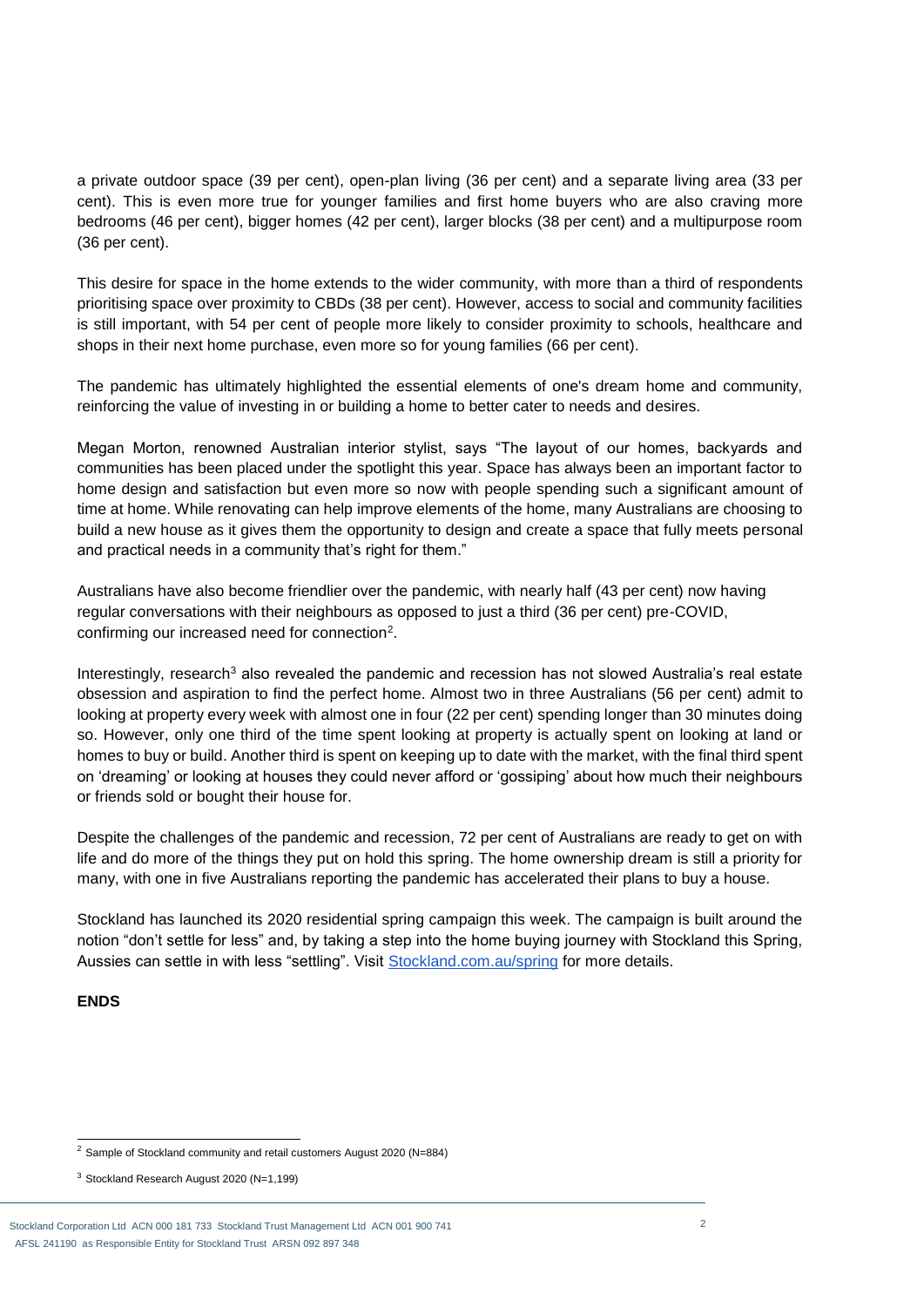a private outdoor space (39 per cent), open-plan living (36 per cent) and a separate living area (33 per cent). This is even more true for younger families and first home buyers who are also craving more bedrooms (46 per cent), bigger homes (42 per cent), larger blocks (38 per cent) and a multipurpose room (36 per cent).

This desire for space in the home extends to the wider community, with more than a third of respondents prioritising space over proximity to CBDs (38 per cent). However, access to social and community facilities is still important, with 54 per cent of people more likely to consider proximity to schools, healthcare and shops in their next home purchase, even more so for young families (66 per cent).

The pandemic has ultimately highlighted the essential elements of one's dream home and community, reinforcing the value of investing in or building a home to better cater to needs and desires.

Megan Morton, renowned Australian interior stylist, says "The layout of our homes, backyards and communities has been placed under the spotlight this year. Space has always been an important factor to home design and satisfaction but even more so now with people spending such a significant amount of time at home. While renovating can help improve elements of the home, many Australians are choosing to build a new house as it gives them the opportunity to design and create a space that fully meets personal and practical needs in a community that's right for them."

Australians have also become friendlier over the pandemic, with nearly half (43 per cent) now having regular conversations with their neighbours as opposed to just a third (36 per cent) pre-COVID, confirming our increased need for connection[2].

Interestingly, research[3] also revealed the pandemic and recession has not slowed Australia's real estate obsession and aspiration to find the perfect home. Almost two in three Australians (56 per cent) admit to looking at property every week with almost one in four (22 per cent) spending longer than 30 minutes doing so. However, only one third of the time spent looking at property is actually spent on looking at land or homes to buy or build. Another third is spent on keeping up to date with the market, with the final third spent on 'dreaming' or looking at houses they could never afford or 'gossiping' about how much their neighbours or friends sold or bought their house for.

Despite the challenges of the pandemic and recession, 72 per cent of Australians are ready to get on with life and do more of the things they put on hold this spring. The home ownership dream is still a priority for many, with one in five Australians reporting the pandemic has accelerated their plans to buy a house.

Stockland has launched its 2020 residential spring campaign this week. The campaign is built around the notion "don't settle for less" and, by taking a step into the home buying journey with Stockland this Spring, Aussies can settle in with less "settling". Visit [Stockland.com.au/spring](Stockland.com.au/spring) for more details.

**ENDS**

---

[2] Sample of Stockland community and retail customers August 2020 (N=884)

[3] Stockland Research August 2020 (N=1,199)

Stockland Corporation Ltd ACN 000 181 733 Stockland Trust Management Ltd ACN 001 900 741
AFSL 241190 as Responsible Entity for Stockland Trust ARSN 092 897 348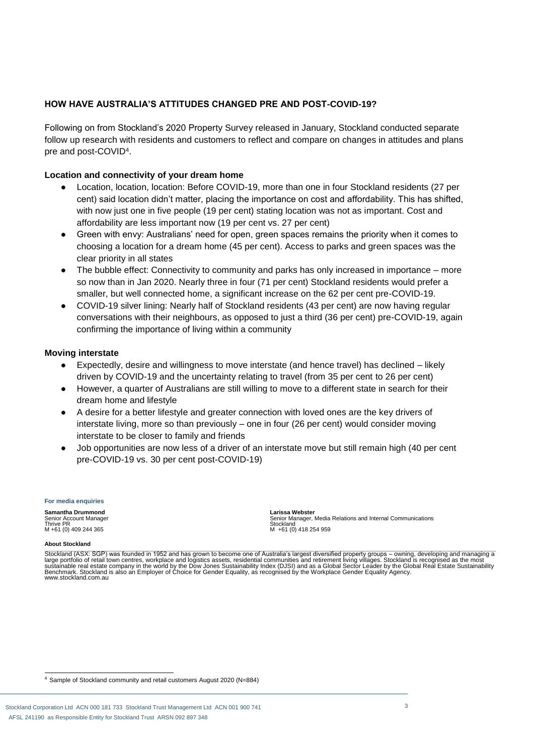## HOW HAVE AUSTRALIA'S ATTITUDES CHANGED PRE AND POST-COVID-19?

Following on from Stockland's 2020 Property Survey released in January, Stockland conducted separate follow up research with residents and customers to reflect and compare on changes in attitudes and plans pre and post-COVID[4].

### Location and connectivity of your dream home

- Location, location, location: Before COVID-19, more than one in four Stockland residents (27 per cent) said location didn't matter, placing the importance on cost and affordability. This has shifted, with now just one in five people (19 per cent) stating location was not as important. Cost and affordability are less important now (19 per cent vs. 27 per cent)
- Green with envy: Australians' need for open, green spaces remains the priority when it comes to choosing a location for a dream home (45 per cent). Access to parks and green spaces was the clear priority in all states
- The bubble effect: Connectivity to community and parks has only increased in importance – more so now than in Jan 2020. Nearly three in four (71 per cent) Stockland residents would prefer a smaller, but well connected home, a significant increase on the 62 per cent pre-COVID-19.
- COVID-19 silver lining: Nearly half of Stockland residents (43 per cent) are now having regular conversations with their neighbours, as opposed to just a third (36 per cent) pre-COVID-19, again confirming the importance of living within a community

### Moving interstate

- Expectedly, desire and willingness to move interstate (and hence travel) has declined – likely driven by COVID-19 and the uncertainty relating to travel (from 35 per cent to 26 per cent)
- However, a quarter of Australians are still willing to move to a different state in search for their dream home and lifestyle
- A desire for a better lifestyle and greater connection with loved ones are the key drivers of interstate living, more so than previously – one in four (26 per cent) would consider moving interstate to be closer to family and friends
- Job opportunities are now less of a driver of an interstate move but still remain high (40 per cent pre-COVID-19 vs. 30 per cent post-COVID-19)

**For media enquiries**

**Samantha Drummond**
Senior Account Manager
Thrive PR
M +61 (0) 409 244 365

**Larissa Webster**
Senior Manager, Media Relations and Internal Communications
Stockland
M +61 (0) 418 254 959

**About Stockland**

Stockland (ASX: SGP) was founded in 1952 and has grown to become one of Australia's largest diversified property groups – owning, developing and managing a large portfolio of retail town centres, workplace and logistics assets, residential communities and retirement living villages. Stockland is recognised as the most sustainable real estate company in the world by the Dow Jones Sustainability Index (DJSI) and as a Global Sector Leader by the Global Real Estate Sustainability Benchmark. Stockland is also an Employer of Choice for Gender Equality, as recognised by the Workplace Gender Equality Agency.
www.stockland.com.au

[4] Sample of Stockland community and retail customers August 2020 (N=884)

Stockland Corporation Ltd ACN 000 181 733 Stockland Trust Management Ltd ACN 001 900 741
AFSL 241190 as Responsible Entity for Stockland Trust ARSN 092 897 348